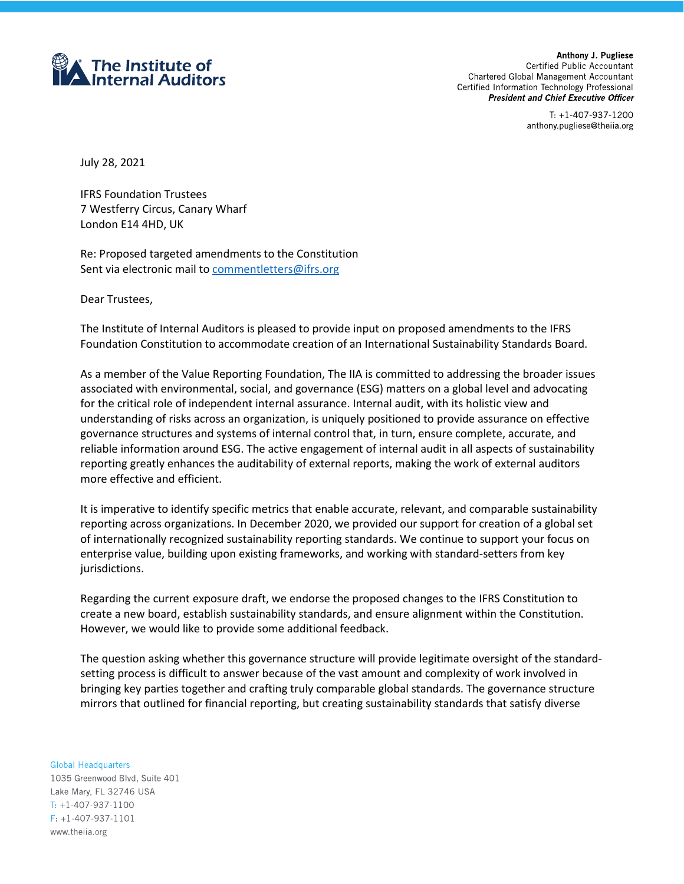**The Institute of Internal Auditors**

**Anthony J. Pugliese**
Certified Public Accountant
Chartered Global Management Accountant
Certified Information Technology Professional
***President and Chief Executive Officer***

T: +1-407-937-1200
anthony.pugliese@theiia.org

July 28, 2021

IFRS Foundation Trustees
7 Westferry Circus, Canary Wharf
London E14 4HD, UK

Re: Proposed targeted amendments to the Constitution
Sent via electronic mail to commentletters@ifrs.org

Dear Trustees,

The Institute of Internal Auditors is pleased to provide input on proposed amendments to the IFRS Foundation Constitution to accommodate creation of an International Sustainability Standards Board.

As a member of the Value Reporting Foundation, The IIA is committed to addressing the broader issues associated with environmental, social, and governance (ESG) matters on a global level and advocating for the critical role of independent internal assurance. Internal audit, with its holistic view and understanding of risks across an organization, is uniquely positioned to provide assurance on effective governance structures and systems of internal control that, in turn, ensure complete, accurate, and reliable information around ESG. The active engagement of internal audit in all aspects of sustainability reporting greatly enhances the auditability of external reports, making the work of external auditors more effective and efficient.

It is imperative to identify specific metrics that enable accurate, relevant, and comparable sustainability reporting across organizations. In December 2020, we provided our support for creation of a global set of internationally recognized sustainability reporting standards. We continue to support your focus on enterprise value, building upon existing frameworks, and working with standard-setters from key jurisdictions.

Regarding the current exposure draft, we endorse the proposed changes to the IFRS Constitution to create a new board, establish sustainability standards, and ensure alignment within the Constitution. However, we would like to provide some additional feedback.

The question asking whether this governance structure will provide legitimate oversight of the standard-setting process is difficult to answer because of the vast amount and complexity of work involved in bringing key parties together and crafting truly comparable global standards. The governance structure mirrors that outlined for financial reporting, but creating sustainability standards that satisfy diverse

Global Headquarters
1035 Greenwood Blvd, Suite 401
Lake Mary, FL 32746 USA
T: +1-407-937-1100
F: +1-407-937-1101
www.theiia.org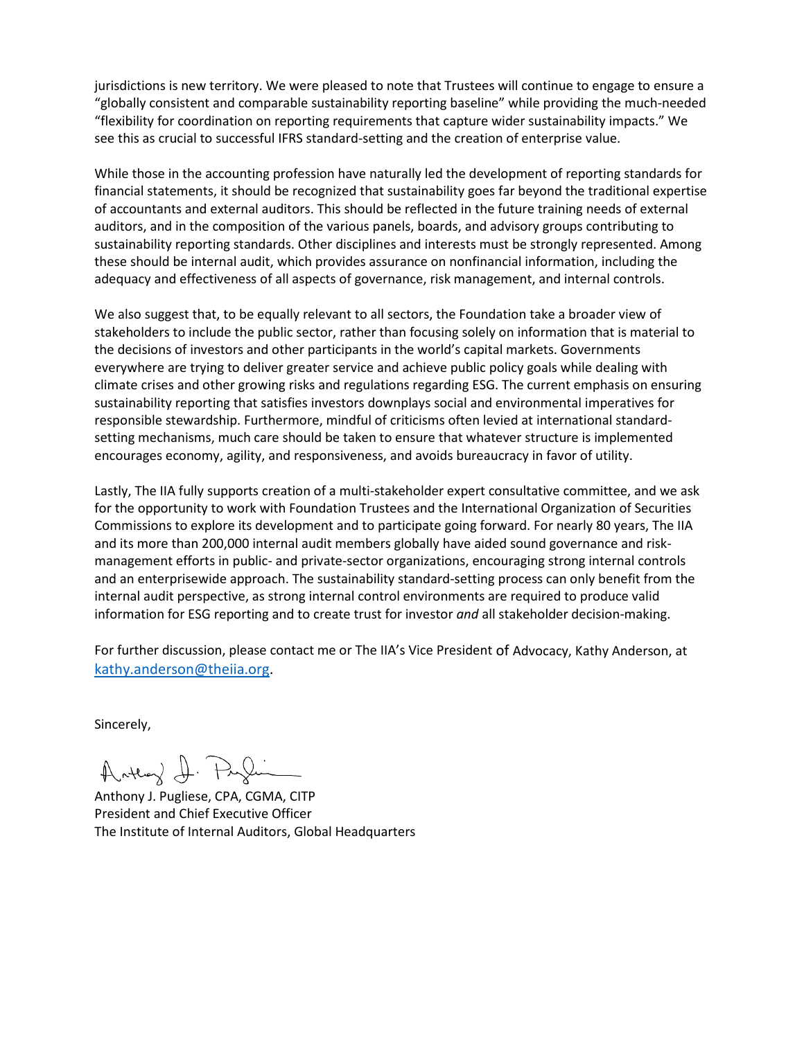jurisdictions is new territory. We were pleased to note that Trustees will continue to engage to ensure a "globally consistent and comparable sustainability reporting baseline" while providing the much-needed "flexibility for coordination on reporting requirements that capture wider sustainability impacts." We see this as crucial to successful IFRS standard-setting and the creation of enterprise value.

While those in the accounting profession have naturally led the development of reporting standards for financial statements, it should be recognized that sustainability goes far beyond the traditional expertise of accountants and external auditors. This should be reflected in the future training needs of external auditors, and in the composition of the various panels, boards, and advisory groups contributing to sustainability reporting standards. Other disciplines and interests must be strongly represented. Among these should be internal audit, which provides assurance on nonfinancial information, including the adequacy and effectiveness of all aspects of governance, risk management, and internal controls.

We also suggest that, to be equally relevant to all sectors, the Foundation take a broader view of stakeholders to include the public sector, rather than focusing solely on information that is material to the decisions of investors and other participants in the world's capital markets. Governments everywhere are trying to deliver greater service and achieve public policy goals while dealing with climate crises and other growing risks and regulations regarding ESG. The current emphasis on ensuring sustainability reporting that satisfies investors downplays social and environmental imperatives for responsible stewardship. Furthermore, mindful of criticisms often levied at international standard-setting mechanisms, much care should be taken to ensure that whatever structure is implemented encourages economy, agility, and responsiveness, and avoids bureaucracy in favor of utility.

Lastly, The IIA fully supports creation of a multi-stakeholder expert consultative committee, and we ask for the opportunity to work with Foundation Trustees and the International Organization of Securities Commissions to explore its development and to participate going forward. For nearly 80 years, The IIA and its more than 200,000 internal audit members globally have aided sound governance and risk-management efforts in public- and private-sector organizations, encouraging strong internal controls and an enterprisewide approach. The sustainability standard-setting process can only benefit from the internal audit perspective, as strong internal control environments are required to produce valid information for ESG reporting and to create trust for investor *and* all stakeholder decision-making.

For further discussion, please contact me or The IIA's Vice President of Advocacy, Kathy Anderson, at [kathy.anderson@theiia.org](mailto:kathy.anderson@theiia.org).

Sincerely,

Anthony J. Pugliese, CPA, CGMA, CITP
President and Chief Executive Officer
The Institute of Internal Auditors, Global Headquarters